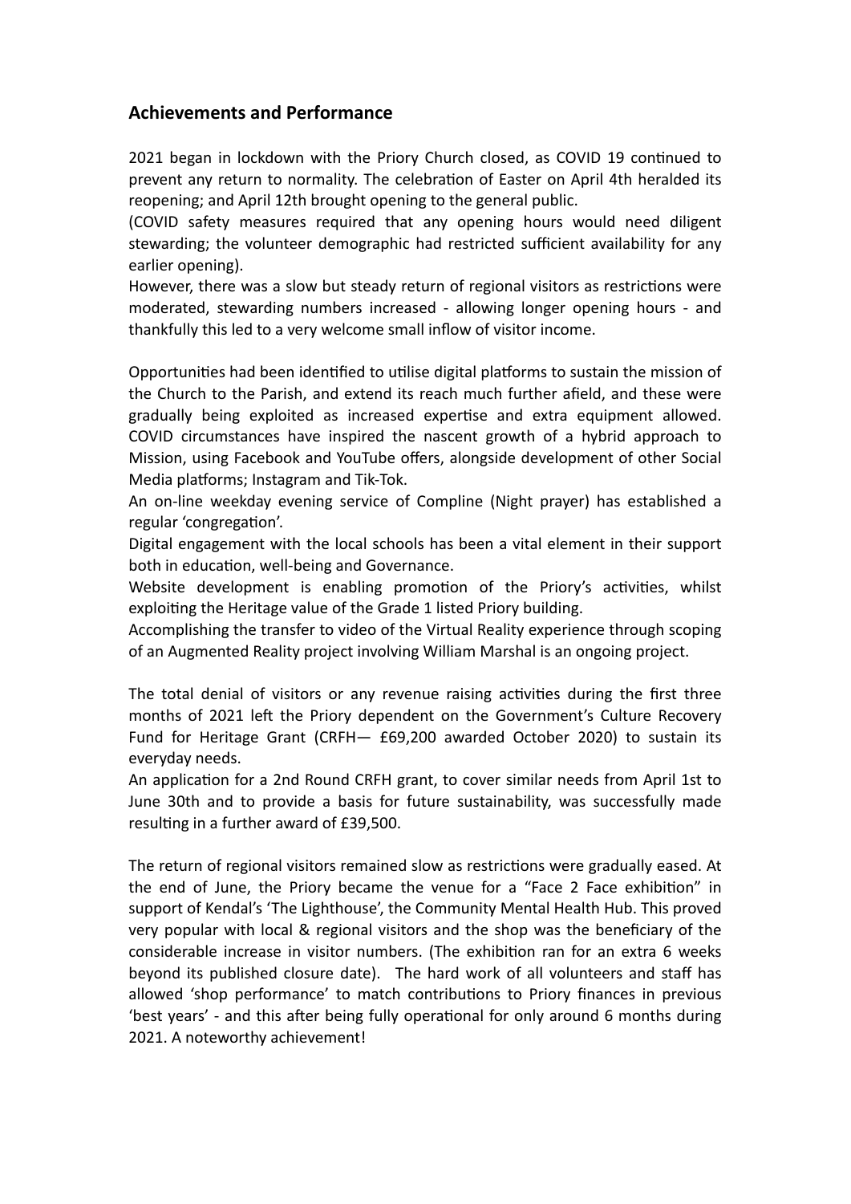## Achievements and Performance

2021 began in lockdown with the Priory Church closed, as COVID 19 continued to prevent any return to normality. The celebration of Easter on April 4th heralded its reopening; and April 12th brought opening to the general public.
(COVID safety measures required that any opening hours would need diligent stewarding; the volunteer demographic had restricted sufficient availability for any earlier opening).
However, there was a slow but steady return of regional visitors as restrictions were moderated, stewarding numbers increased - allowing longer opening hours - and thankfully this led to a very welcome small inflow of visitor income.

Opportunities had been identified to utilise digital platforms to sustain the mission of the Church to the Parish, and extend its reach much further afield, and these were gradually being exploited as increased expertise and extra equipment allowed. COVID circumstances have inspired the nascent growth of a hybrid approach to Mission, using Facebook and YouTube offers, alongside development of other Social Media platforms; Instagram and Tik-Tok.
An on-line weekday evening service of Compline (Night prayer) has established a regular 'congregation'.
Digital engagement with the local schools has been a vital element in their support both in education, well-being and Governance.
Website development is enabling promotion of the Priory's activities, whilst exploiting the Heritage value of the Grade 1 listed Priory building.
Accomplishing the transfer to video of the Virtual Reality experience through scoping of an Augmented Reality project involving William Marshal is an ongoing project.

The total denial of visitors or any revenue raising activities during the first three months of 2021 left the Priory dependent on the Government's Culture Recovery Fund for Heritage Grant (CRFH— £69,200 awarded October 2020) to sustain its everyday needs.
An application for a 2nd Round CRFH grant, to cover similar needs from April 1st to June 30th and to provide a basis for future sustainability, was successfully made resulting in a further award of £39,500.

The return of regional visitors remained slow as restrictions were gradually eased. At the end of June, the Priory became the venue for a "Face 2 Face exhibition" in support of Kendal's 'The Lighthouse', the Community Mental Health Hub. This proved very popular with local & regional visitors and the shop was the beneficiary of the considerable increase in visitor numbers. (The exhibition ran for an extra 6 weeks beyond its published closure date). The hard work of all volunteers and staff has allowed 'shop performance' to match contributions to Priory finances in previous 'best years' - and this after being fully operational for only around 6 months during 2021. A noteworthy achievement!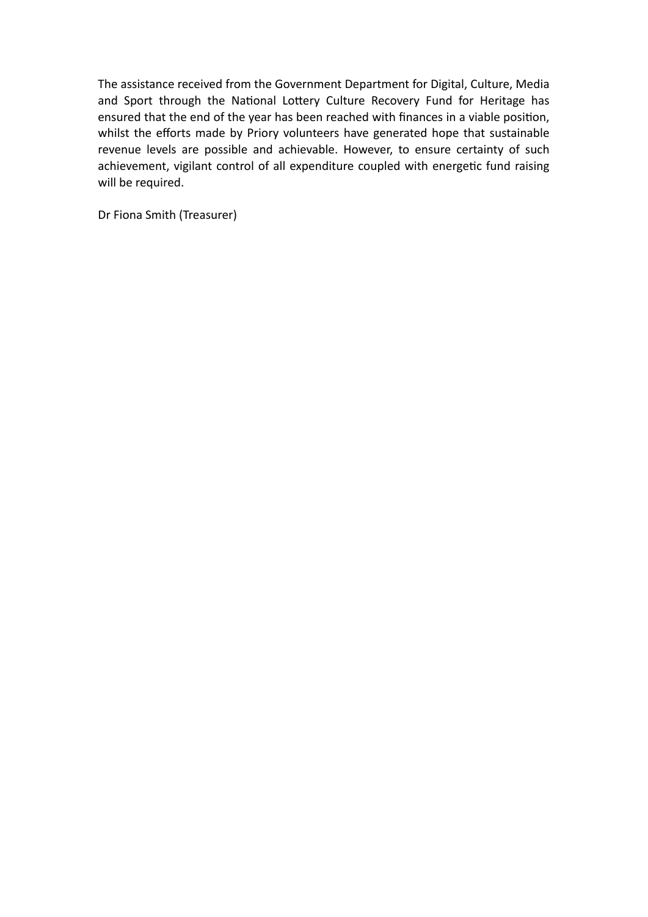The assistance received from the Government Department for Digital, Culture, Media and Sport through the National Lottery Culture Recovery Fund for Heritage has ensured that the end of the year has been reached with finances in a viable position, whilst the efforts made by Priory volunteers have generated hope that sustainable revenue levels are possible and achievable. However, to ensure certainty of such achievement, vigilant control of all expenditure coupled with energetic fund raising will be required.

Dr Fiona Smith (Treasurer)